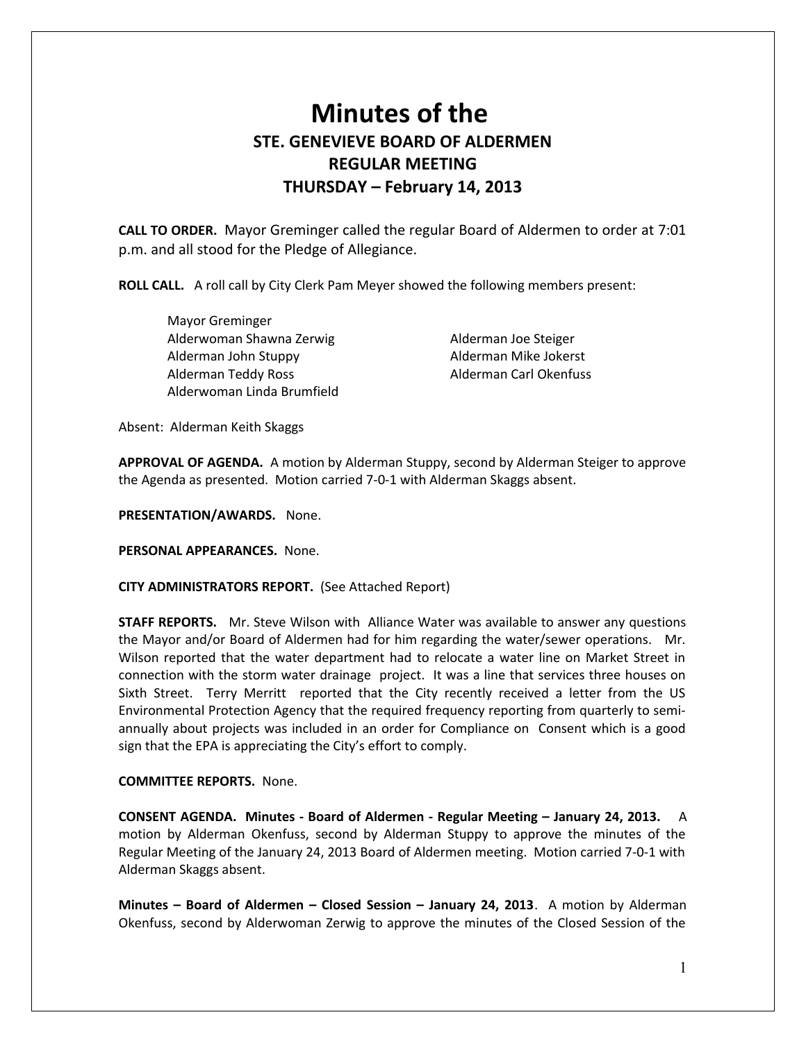# Minutes of the
## STE. GENEVIEVE BOARD OF ALDERMEN
## REGULAR MEETING
## THURSDAY – February 14, 2013

**CALL TO ORDER.** Mayor Greminger called the regular Board of Aldermen to order at 7:01 p.m. and all stood for the Pledge of Allegiance.

**ROLL CALL.** A roll call by City Clerk Pam Meyer showed the following members present:

Mayor Greminger
Alderwoman Shawna Zerwig
Alderman John Stuppy
Alderman Teddy Ross
Alderwoman Linda Brumfield
Alderman Joe Steiger
Alderman Mike Jokerst
Alderman Carl Okenfuss

Absent: Alderman Keith Skaggs

**APPROVAL OF AGENDA.** A motion by Alderman Stuppy, second by Alderman Steiger to approve the Agenda as presented. Motion carried 7-0-1 with Alderman Skaggs absent.

**PRESENTATION/AWARDS.** None.

**PERSONAL APPEARANCES.** None.

**CITY ADMINISTRATORS REPORT.** (See Attached Report)

**STAFF REPORTS.** Mr. Steve Wilson with Alliance Water was available to answer any questions the Mayor and/or Board of Aldermen had for him regarding the water/sewer operations. Mr. Wilson reported that the water department had to relocate a water line on Market Street in connection with the storm water drainage project. It was a line that services three houses on Sixth Street. Terry Merritt reported that the City recently received a letter from the US Environmental Protection Agency that the required frequency reporting from quarterly to semi-annually about projects was included in an order for Compliance on Consent which is a good sign that the EPA is appreciating the City's effort to comply.

**COMMITTEE REPORTS.** None.

**CONSENT AGENDA. Minutes - Board of Aldermen - Regular Meeting – January 24, 2013.** A motion by Alderman Okenfuss, second by Alderman Stuppy to approve the minutes of the Regular Meeting of the January 24, 2013 Board of Aldermen meeting. Motion carried 7-0-1 with Alderman Skaggs absent.

**Minutes – Board of Aldermen – Closed Session – January 24, 2013**. A motion by Alderman Okenfuss, second by Alderwoman Zerwig to approve the minutes of the Closed Session of the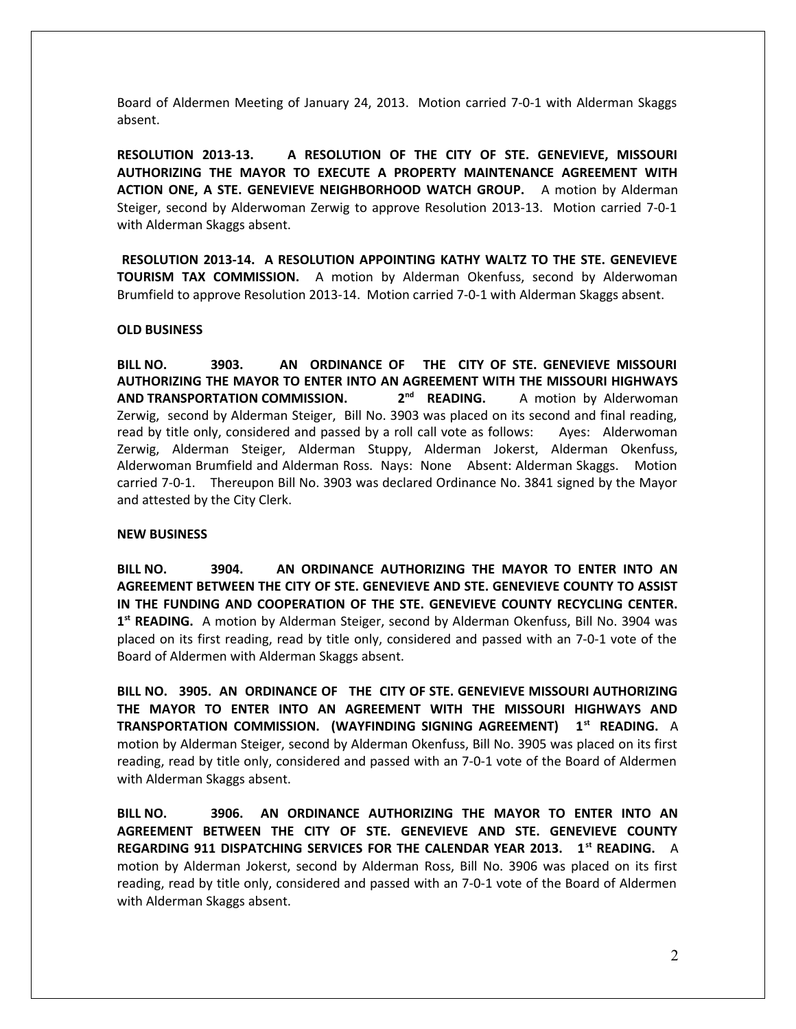Board of Aldermen Meeting of January 24, 2013. Motion carried 7-0-1 with Alderman Skaggs absent.

**RESOLUTION 2013-13. A RESOLUTION OF THE CITY OF STE. GENEVIEVE, MISSOURI AUTHORIZING THE MAYOR TO EXECUTE A PROPERTY MAINTENANCE AGREEMENT WITH ACTION ONE, A STE. GENEVIEVE NEIGHBORHOOD WATCH GROUP.** A motion by Alderman Steiger, second by Alderwoman Zerwig to approve Resolution 2013-13. Motion carried 7-0-1 with Alderman Skaggs absent.

**RESOLUTION 2013-14. A RESOLUTION APPOINTING KATHY WALTZ TO THE STE. GENEVIEVE TOURISM TAX COMMISSION.** A motion by Alderman Okenfuss, second by Alderwoman Brumfield to approve Resolution 2013-14. Motion carried 7-0-1 with Alderman Skaggs absent.

**OLD BUSINESS**

**BILL NO. 3903. AN ORDINANCE OF THE CITY OF STE. GENEVIEVE MISSOURI AUTHORIZING THE MAYOR TO ENTER INTO AN AGREEMENT WITH THE MISSOURI HIGHWAYS AND TRANSPORTATION COMMISSION. 2nd READING.** A motion by Alderwoman Zerwig, second by Alderman Steiger, Bill No. 3903 was placed on its second and final reading, read by title only, considered and passed by a roll call vote as follows: Ayes: Alderwoman Zerwig, Alderman Steiger, Alderman Stuppy, Alderman Jokerst, Alderman Okenfuss, Alderwoman Brumfield and Alderman Ross. Nays: None Absent: Alderman Skaggs. Motion carried 7-0-1. Thereupon Bill No. 3903 was declared Ordinance No. 3841 signed by the Mayor and attested by the City Clerk.

**NEW BUSINESS**

**BILL NO. 3904. AN ORDINANCE AUTHORIZING THE MAYOR TO ENTER INTO AN AGREEMENT BETWEEN THE CITY OF STE. GENEVIEVE AND STE. GENEVIEVE COUNTY TO ASSIST IN THE FUNDING AND COOPERATION OF THE STE. GENEVIEVE COUNTY RECYCLING CENTER. 1st READING.** A motion by Alderman Steiger, second by Alderman Okenfuss, Bill No. 3904 was placed on its first reading, read by title only, considered and passed with an 7-0-1 vote of the Board of Aldermen with Alderman Skaggs absent.

**BILL NO. 3905. AN ORDINANCE OF THE CITY OF STE. GENEVIEVE MISSOURI AUTHORIZING THE MAYOR TO ENTER INTO AN AGREEMENT WITH THE MISSOURI HIGHWAYS AND TRANSPORTATION COMMISSION. (WAYFINDING SIGNING AGREEMENT) 1st READING.** A motion by Alderman Steiger, second by Alderman Okenfuss, Bill No. 3905 was placed on its first reading, read by title only, considered and passed with an 7-0-1 vote of the Board of Aldermen with Alderman Skaggs absent.

**BILL NO. 3906. AN ORDINANCE AUTHORIZING THE MAYOR TO ENTER INTO AN AGREEMENT BETWEEN THE CITY OF STE. GENEVIEVE AND STE. GENEVIEVE COUNTY REGARDING 911 DISPATCHING SERVICES FOR THE CALENDAR YEAR 2013. 1st READING.** A motion by Alderman Jokerst, second by Alderman Ross, Bill No. 3906 was placed on its first reading, read by title only, considered and passed with an 7-0-1 vote of the Board of Aldermen with Alderman Skaggs absent.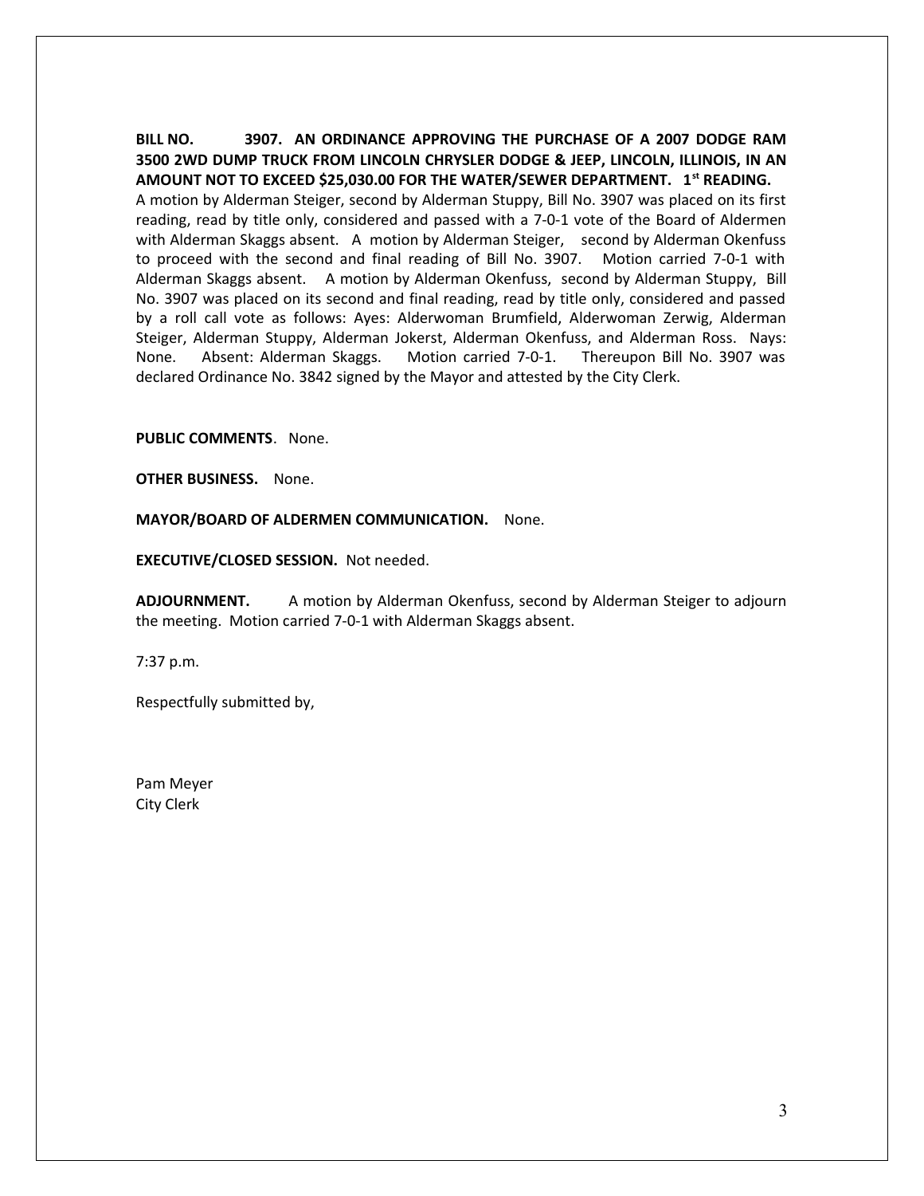**BILL NO. 3907. AN ORDINANCE APPROVING THE PURCHASE OF A 2007 DODGE RAM 3500 2WD DUMP TRUCK FROM LINCOLN CHRYSLER DODGE & JEEP, LINCOLN, ILLINOIS, IN AN AMOUNT NOT TO EXCEED $25,030.00 FOR THE WATER/SEWER DEPARTMENT. 1st READING.**
A motion by Alderman Steiger, second by Alderman Stuppy, Bill No. 3907 was placed on its first reading, read by title only, considered and passed with a 7-0-1 vote of the Board of Aldermen with Alderman Skaggs absent. A motion by Alderman Steiger, second by Alderman Okenfuss to proceed with the second and final reading of Bill No. 3907. Motion carried 7-0-1 with Alderman Skaggs absent. A motion by Alderman Okenfuss, second by Alderman Stuppy, Bill No. 3907 was placed on its second and final reading, read by title only, considered and passed by a roll call vote as follows: Ayes: Alderwoman Brumfield, Alderwoman Zerwig, Alderman Steiger, Alderman Stuppy, Alderman Jokerst, Alderman Okenfuss, and Alderman Ross. Nays: None. Absent: Alderman Skaggs. Motion carried 7-0-1. Thereupon Bill No. 3907 was declared Ordinance No. 3842 signed by the Mayor and attested by the City Clerk.

**PUBLIC COMMENTS**. None.

**OTHER BUSINESS.** None.

**MAYOR/BOARD OF ALDERMEN COMMUNICATION.** None.

**EXECUTIVE/CLOSED SESSION.** Not needed.

**ADJOURNMENT.** A motion by Alderman Okenfuss, second by Alderman Steiger to adjourn the meeting. Motion carried 7-0-1 with Alderman Skaggs absent.

7:37 p.m.

Respectfully submitted by,

Pam Meyer
City Clerk